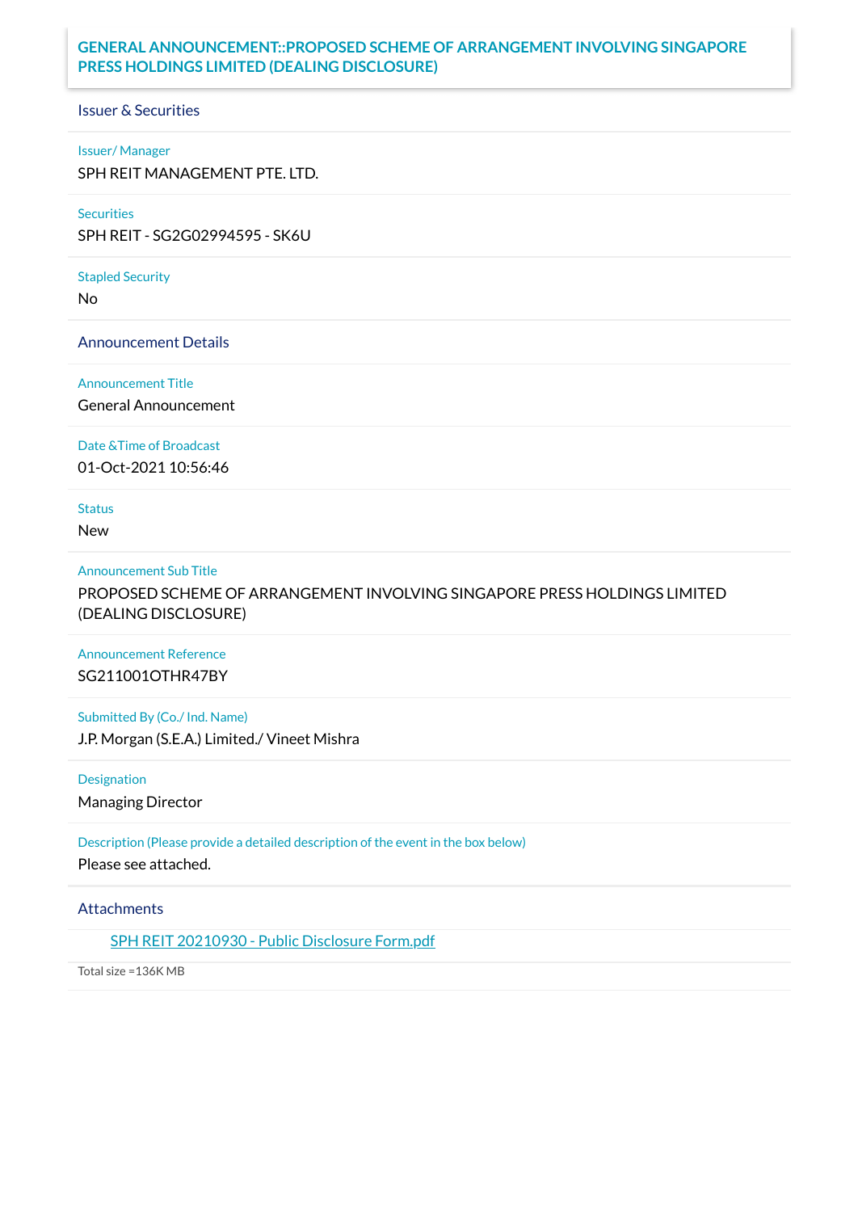# GENERAL ANNOUNCEMENT::PROPOSED SCHEME OF ARRANGEMENT INVOLVING SINGAPORE PRESS HOLDINGS LIMITED (DEALING DISCLOSURE)

## Issuer & Securities

**Issuer/ Manager**

SPH REIT MANAGEMENT PTE. LTD.

**Securities**

SPH REIT - SG2G02994595 - SK6U

**Stapled Security**

No

## Announcement Details

**Announcement Title**

General Announcement

**Date &Time of Broadcast**

01-Oct-2021 10:56:46

**Status**

New

**Announcement Sub Title**

PROPOSED SCHEME OF ARRANGEMENT INVOLVING SINGAPORE PRESS HOLDINGS LIMITED (DEALING DISCLOSURE)

**Announcement Reference**

SG211001OTHR47BY

**Submitted By (Co./ Ind. Name)**

J.P. Morgan (S.E.A.) Limited./ Vineet Mishra

**Designation**

Managing Director

**Description (Please provide a detailed description of the event in the box below)**

Please see attached.

## Attachments

SPH REIT 20210930 - Public Disclosure Form.pdf

Total size =136K MB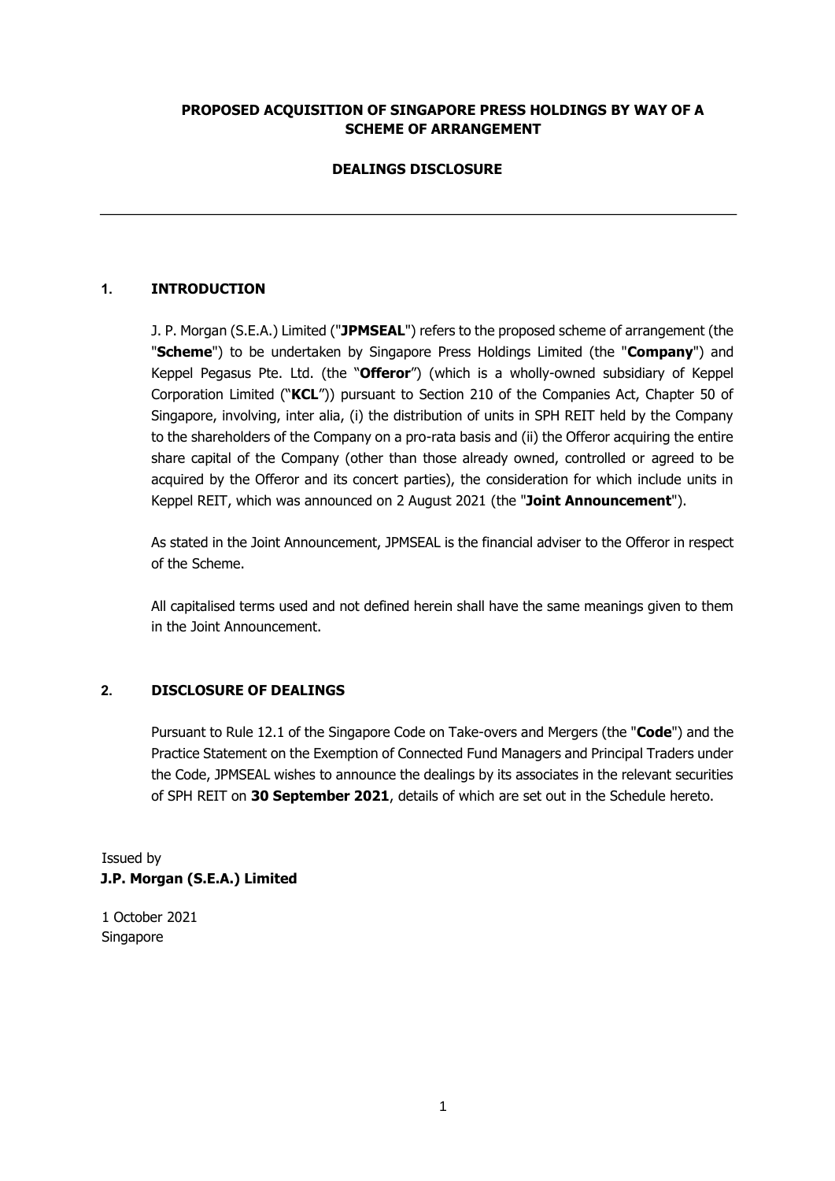**PROPOSED ACQUISITION OF SINGAPORE PRESS HOLDINGS BY WAY OF A SCHEME OF ARRANGEMENT**

**DEALINGS DISCLOSURE**

---

## 1. INTRODUCTION

J. P. Morgan (S.E.A.) Limited ("**JPMSEAL**") refers to the proposed scheme of arrangement (the "**Scheme**") to be undertaken by Singapore Press Holdings Limited (the "**Company**") and Keppel Pegasus Pte. Ltd. (the "**Offeror**") (which is a wholly-owned subsidiary of Keppel Corporation Limited ("**KCL**")) pursuant to Section 210 of the Companies Act, Chapter 50 of Singapore, involving, inter alia, (i) the distribution of units in SPH REIT held by the Company to the shareholders of the Company on a pro-rata basis and (ii) the Offeror acquiring the entire share capital of the Company (other than those already owned, controlled or agreed to be acquired by the Offeror and its concert parties), the consideration for which include units in Keppel REIT, which was announced on 2 August 2021 (the "**Joint Announcement**").

As stated in the Joint Announcement, JPMSEAL is the financial adviser to the Offeror in respect of the Scheme.

All capitalised terms used and not defined herein shall have the same meanings given to them in the Joint Announcement.

## 2. DISCLOSURE OF DEALINGS

Pursuant to Rule 12.1 of the Singapore Code on Take-overs and Mergers (the "**Code**") and the Practice Statement on the Exemption of Connected Fund Managers and Principal Traders under the Code, JPMSEAL wishes to announce the dealings by its associates in the relevant securities of SPH REIT on **30 September 2021**, details of which are set out in the Schedule hereto.

Issued by
**J.P. Morgan (S.E.A.) Limited**

1 October 2021
Singapore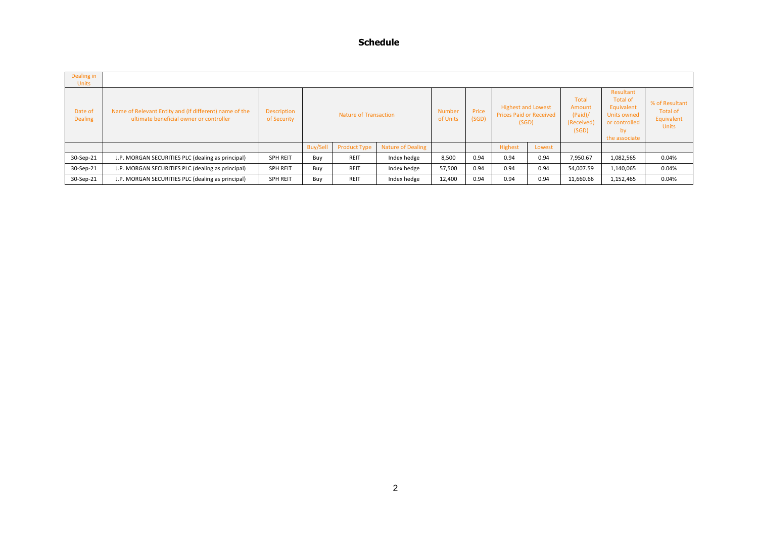**Schedule**

| Dealing in Units | | | | | | | | | | | | | |
|---|---|---|---|---|---|---|---|---|---|---|---|---|---|
| Date of Dealing | Name of Relevant Entity and (if different) name of the ultimate beneficial owner or controller | Description of Security | Nature of Transaction | | | Number of Units | Price (SGD) | Highest and Lowest Prices Paid or Received (SGD) | | Total Amount (Paid)/ (Received) (SGD) | Resultant Total of Equivalent Units owned or controlled by the associate | % of Resultant Total of Equivalent Units |
| | | | Buy/Sell | Product Type | Nature of Dealing | | | Highest | Lowest | | | |
| 30-Sep-21 | J.P. MORGAN SECURITIES PLC (dealing as principal) | SPH REIT | Buy | REIT | Index hedge | 8,500 | 0.94 | 0.94 | 0.94 | 7,950.67 | 1,082,565 | 0.04% |
| 30-Sep-21 | J.P. MORGAN SECURITIES PLC (dealing as principal) | SPH REIT | Buy | REIT | Index hedge | 57,500 | 0.94 | 0.94 | 0.94 | 54,007.59 | 1,140,065 | 0.04% |
| 30-Sep-21 | J.P. MORGAN SECURITIES PLC (dealing as principal) | SPH REIT | Buy | REIT | Index hedge | 12,400 | 0.94 | 0.94 | 0.94 | 11,660.66 | 1,152,465 | 0.04% |